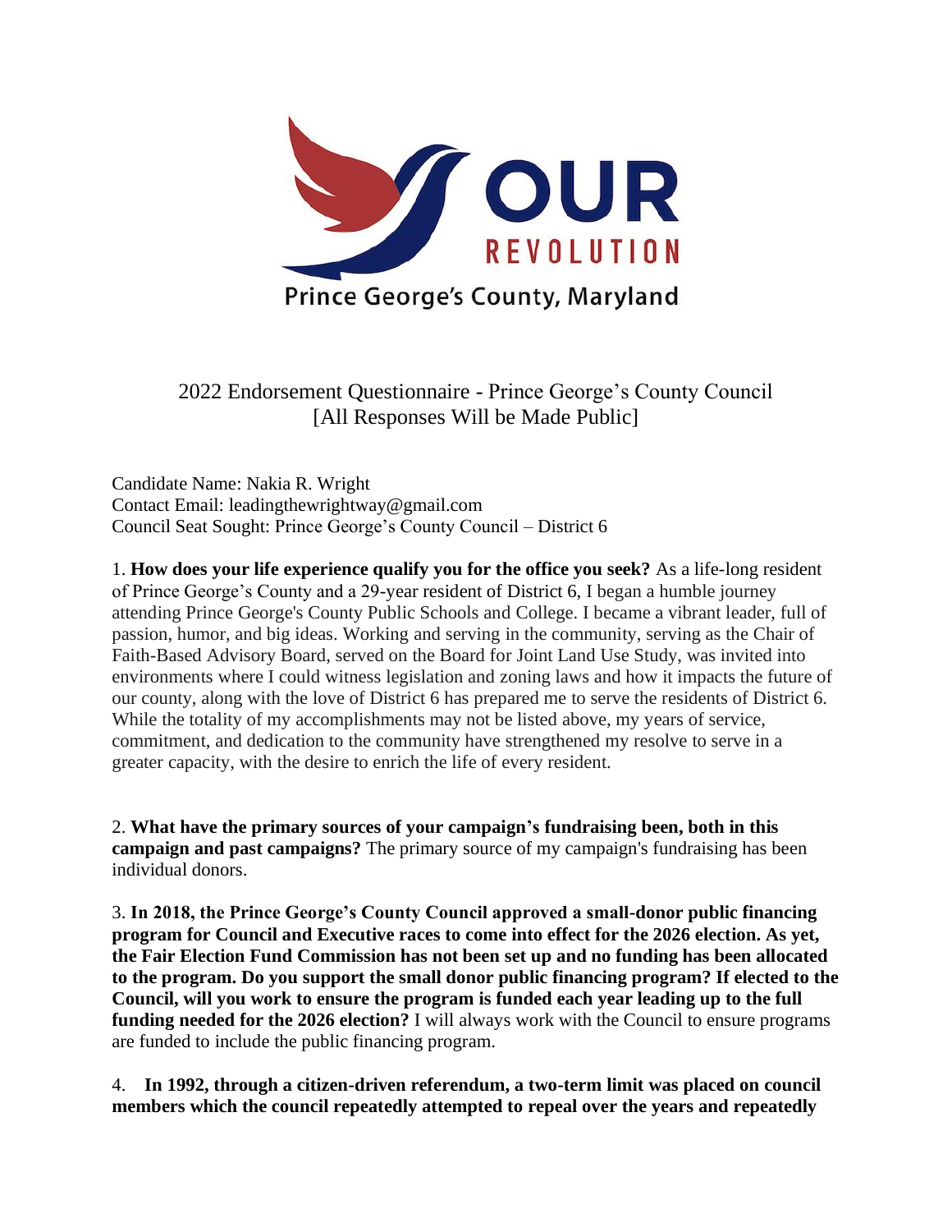# OUR REVOLUTION

## Prince George's County, Maryland

2022 Endorsement Questionnaire - Prince George's County Council
[All Responses Will be Made Public]

Candidate Name: Nakia R. Wright
Contact Email: leadingthewrightway@gmail.com
Council Seat Sought: Prince George's County Council – District 6

1. **How does your life experience qualify you for the office you seek?** As a life-long resident of Prince George's County and a 29-year resident of District 6, I began a humble journey attending Prince George's County Public Schools and College. I became a vibrant leader, full of passion, humor, and big ideas. Working and serving in the community, serving as the Chair of Faith-Based Advisory Board, served on the Board for Joint Land Use Study, was invited into environments where I could witness legislation and zoning laws and how it impacts the future of our county, along with the love of District 6 has prepared me to serve the residents of District 6. While the totality of my accomplishments may not be listed above, my years of service, commitment, and dedication to the community have strengthened my resolve to serve in a greater capacity, with the desire to enrich the life of every resident.

2. **What have the primary sources of your campaign's fundraising been, both in this campaign and past campaigns?** The primary source of my campaign's fundraising has been individual donors.

3. **In 2018, the Prince George's County Council approved a small-donor public financing program for Council and Executive races to come into effect for the 2026 election. As yet, the Fair Election Fund Commission has not been set up and no funding has been allocated to the program. Do you support the small donor public financing program? If elected to the Council, will you work to ensure the program is funded each year leading up to the full funding needed for the 2026 election?** I will always work with the Council to ensure programs are funded to include the public financing program.

4. **In 1992, through a citizen-driven referendum, a two-term limit was placed on council members which the council repeatedly attempted to repeal over the years and repeatedly**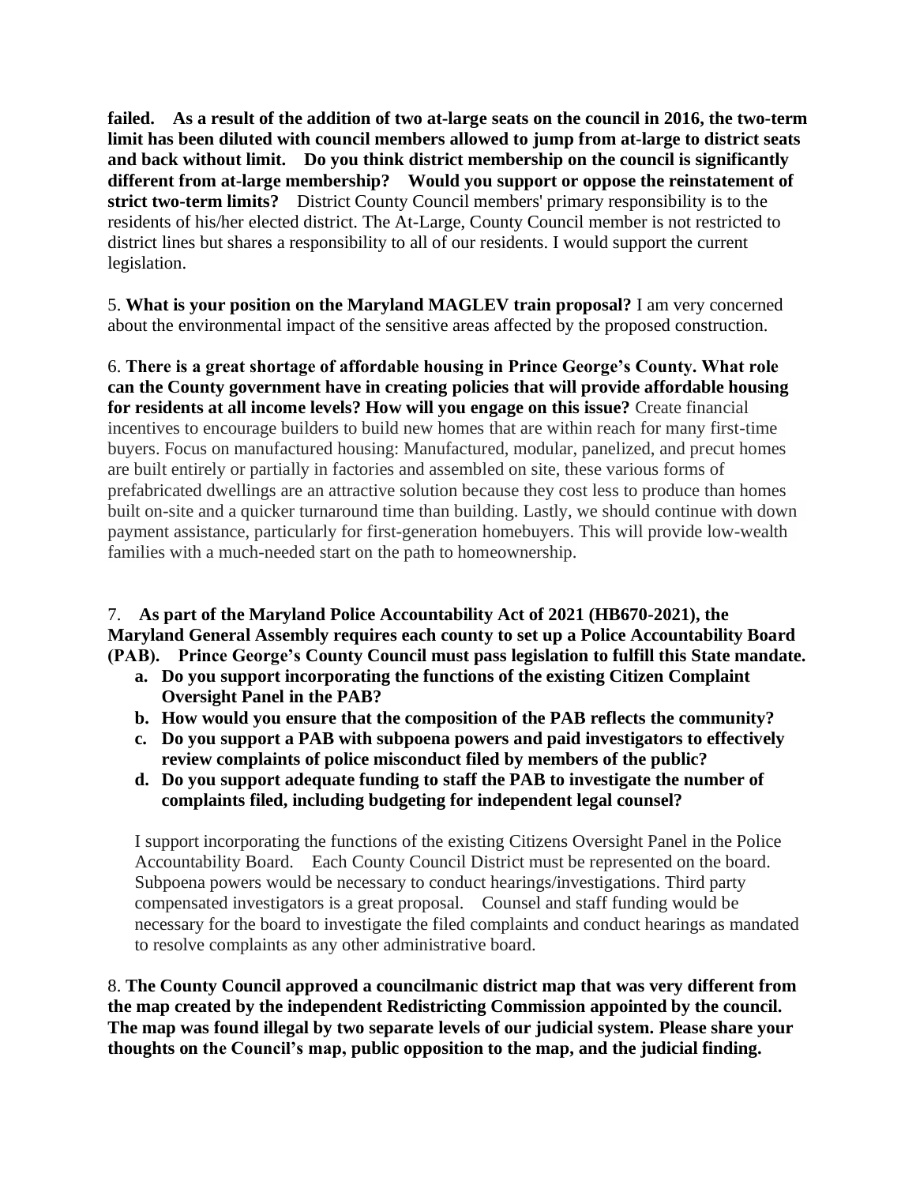**failed. As a result of the addition of two at-large seats on the council in 2016, the two-term limit has been diluted with council members allowed to jump from at-large to district seats and back without limit. Do you think district membership on the council is significantly different from at-large membership? Would you support or oppose the reinstatement of strict two-term limits?** District County Council members' primary responsibility is to the residents of his/her elected district. The At-Large, County Council member is not restricted to district lines but shares a responsibility to all of our residents. I would support the current legislation.

5. **What is your position on the Maryland MAGLEV train proposal?** I am very concerned about the environmental impact of the sensitive areas affected by the proposed construction.

6. **There is a great shortage of affordable housing in Prince George's County. What role can the County government have in creating policies that will provide affordable housing for residents at all income levels? How will you engage on this issue?** Create financial incentives to encourage builders to build new homes that are within reach for many first-time buyers. Focus on manufactured housing: Manufactured, modular, panelized, and precut homes are built entirely or partially in factories and assembled on site, these various forms of prefabricated dwellings are an attractive solution because they cost less to produce than homes built on-site and a quicker turnaround time than building. Lastly, we should continue with down payment assistance, particularly for first-generation homebuyers. This will provide low-wealth families with a much-needed start on the path to homeownership.

7. **As part of the Maryland Police Accountability Act of 2021 (HB670-2021), the Maryland General Assembly requires each county to set up a Police Accountability Board (PAB). Prince George's County Council must pass legislation to fulfill this State mandate.**
   - **a. Do you support incorporating the functions of the existing Citizen Complaint Oversight Panel in the PAB?**
   - **b. How would you ensure that the composition of the PAB reflects the community?**
   - **c. Do you support a PAB with subpoena powers and paid investigators to effectively review complaints of police misconduct filed by members of the public?**
   - **d. Do you support adequate funding to staff the PAB to investigate the number of complaints filed, including budgeting for independent legal counsel?**

   I support incorporating the functions of the existing Citizens Oversight Panel in the Police Accountability Board. Each County Council District must be represented on the board. Subpoena powers would be necessary to conduct hearings/investigations. Third party compensated investigators is a great proposal. Counsel and staff funding would be necessary for the board to investigate the filed complaints and conduct hearings as mandated to resolve complaints as any other administrative board.

8. **The County Council approved a councilmanic district map that was very different from the map created by the independent Redistricting Commission appointed by the council. The map was found illegal by two separate levels of our judicial system. Please share your thoughts on the Council's map, public opposition to the map, and the judicial finding.**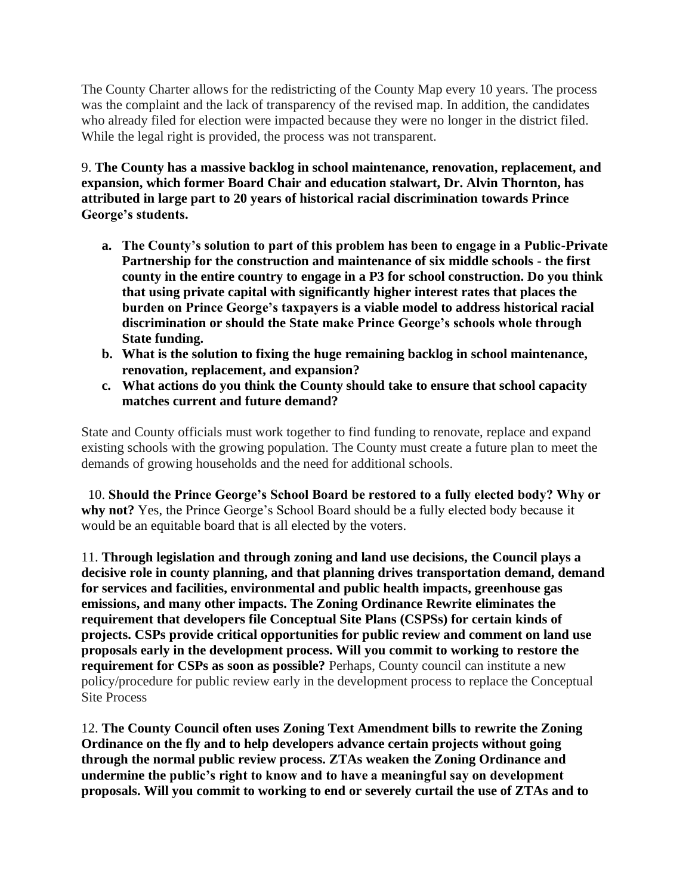The County Charter allows for the redistricting of the County Map every 10 years. The process was the complaint and the lack of transparency of the revised map. In addition, the candidates who already filed for election were impacted because they were no longer in the district filed. While the legal right is provided, the process was not transparent.

9. **The County has a massive backlog in school maintenance, renovation, replacement, and expansion, which former Board Chair and education stalwart, Dr. Alvin Thornton, has attributed in large part to 20 years of historical racial discrimination towards Prince George's students.**

   a. **The County's solution to part of this problem has been to engage in a Public-Private Partnership for the construction and maintenance of six middle schools - the first county in the entire country to engage in a P3 for school construction. Do you think that using private capital with significantly higher interest rates that places the burden on Prince George's taxpayers is a viable model to address historical racial discrimination or should the State make Prince George's schools whole through State funding.**
   b. **What is the solution to fixing the huge remaining backlog in school maintenance, renovation, replacement, and expansion?**
   c. **What actions do you think the County should take to ensure that school capacity matches current and future demand?**

State and County officials must work together to find funding to renovate, replace and expand existing schools with the growing population. The County must create a future plan to meet the demands of growing households and the need for additional schools.

10. **Should the Prince George's School Board be restored to a fully elected body? Why or why not?** Yes, the Prince George's School Board should be a fully elected body because it would be an equitable board that is all elected by the voters.

11. **Through legislation and through zoning and land use decisions, the Council plays a decisive role in county planning, and that planning drives transportation demand, demand for services and facilities, environmental and public health impacts, greenhouse gas emissions, and many other impacts. The Zoning Ordinance Rewrite eliminates the requirement that developers file Conceptual Site Plans (CSPSs) for certain kinds of projects. CSPs provide critical opportunities for public review and comment on land use proposals early in the development process. Will you commit to working to restore the requirement for CSPs as soon as possible?** Perhaps, County council can institute a new policy/procedure for public review early in the development process to replace the Conceptual Site Process

12. **The County Council often uses Zoning Text Amendment bills to rewrite the Zoning Ordinance on the fly and to help developers advance certain projects without going through the normal public review process. ZTAs weaken the Zoning Ordinance and undermine the public's right to know and to have a meaningful say on development proposals. Will you commit to working to end or severely curtail the use of ZTAs and to**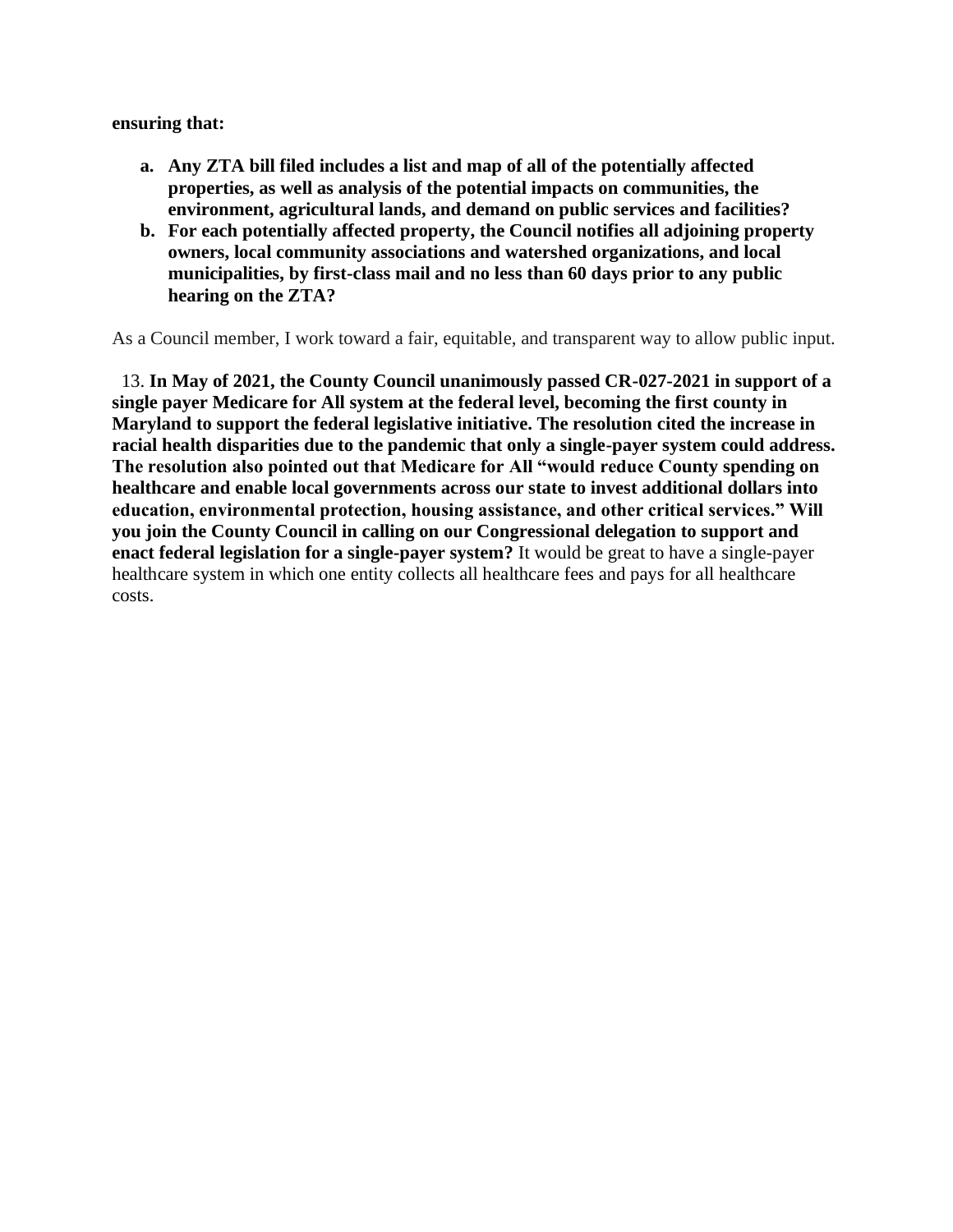**ensuring that:**

a. **Any ZTA bill filed includes a list and map of all of the potentially affected properties, as well as analysis of the potential impacts on communities, the environment, agricultural lands, and demand on public services and facilities?**
b. **For each potentially affected property, the Council notifies all adjoining property owners, local community associations and watershed organizations, and local municipalities, by first-class mail and no less than 60 days prior to any public hearing on the ZTA?**

As a Council member, I work toward a fair, equitable, and transparent way to allow public input.

13. **In May of 2021, the County Council unanimously passed CR-027-2021 in support of a single payer Medicare for All system at the federal level, becoming the first county in Maryland to support the federal legislative initiative. The resolution cited the increase in racial health disparities due to the pandemic that only a single-payer system could address. The resolution also pointed out that Medicare for All "would reduce County spending on healthcare and enable local governments across our state to invest additional dollars into education, environmental protection, housing assistance, and other critical services." Will you join the County Council in calling on our Congressional delegation to support and enact federal legislation for a single-payer system?** It would be great to have a single-payer healthcare system in which one entity collects all healthcare fees and pays for all healthcare costs.